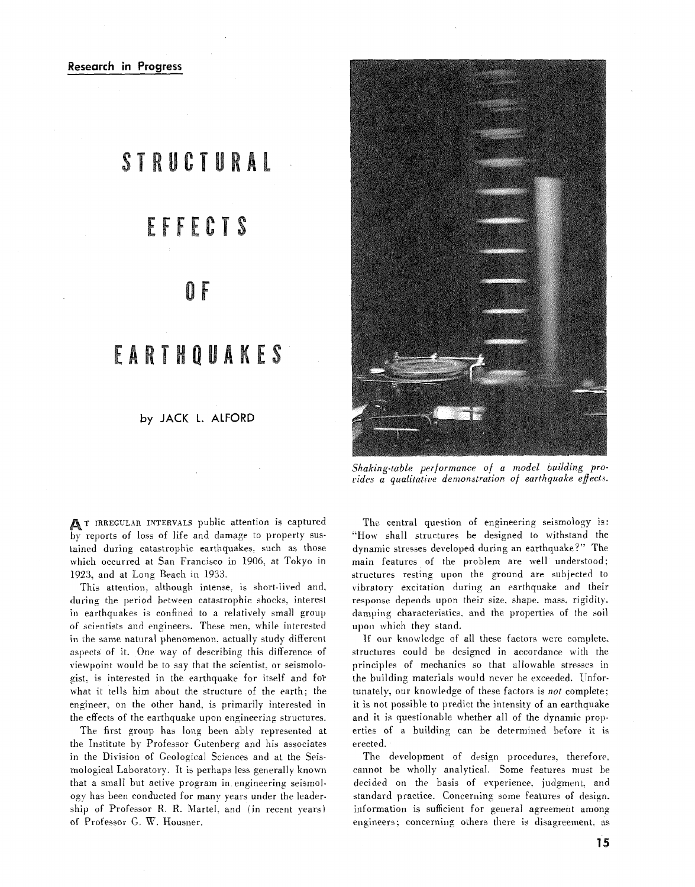Research in Progress

# STRUCTURAL EFFECTS OF EARTHQUAKES

by JACK L. ALFORD

*Shaking-table performance of a model building provides a qualitative demonstration of earthquake effects.*

At irregular intervals public attention is captured by reports of loss of life and damage to property sustained during catastrophic earthquakes, such as those which occurred at San Francisco in 1906, at Tokyo in 1923, and at Long Beach in 1933.

This attention, although intense, is short-lived and, during the period between catastrophic shocks, interest in earthquakes is confined to a relatively small group of scientists and engineers. These men, while interested in the same natural phenomenon, actually study different aspects of it. One way of describing this difference of viewpoint would be to say that the scientist, or seismologist, is interested in the earthquake for itself and for what it tells him about the structure of the earth; the engineer, on the other hand, is primarily interested in the effects of the earthquake upon engineering structures.

The first group has long been ably represented at the Institute by Professor Gutenberg and his associates in the Division of Geological Sciences and at the Seismological Laboratory. It is perhaps less generally known that a small but active program in engineering seismology has been conducted for many years under the leadership of Professor R. R. Martel, and (in recent years) of Professor G. W. Housner.

The central question of engineering seismology is: "How shall structures be designed to withstand the dynamic stresses developed during an earthquake?" The main features of the problem are well understood; structures resting upon the ground are subjected to vibratory excitation during an earthquake and their response depends upon their size, shape, mass, rigidity, damping characteristics, and the properties of the soil upon which they stand.

If our knowledge of all these factors were complete, structures could be designed in accordance with the principles of mechanics so that allowable stresses in the building materials would never be exceeded. Unfortunately, our knowledge of these factors is *not* complete; it is not possible to predict the intensity of an earthquake and it is questionable whether all of the dynamic properties of a building can be determined before it is erected.

The development of design procedures, therefore, cannot be wholly analytical. Some features must be decided on the basis of experience, judgment, and standard practice. Concerning some features of design, information is sufficient for general agreement among engineers; concerning others there is disagreement, as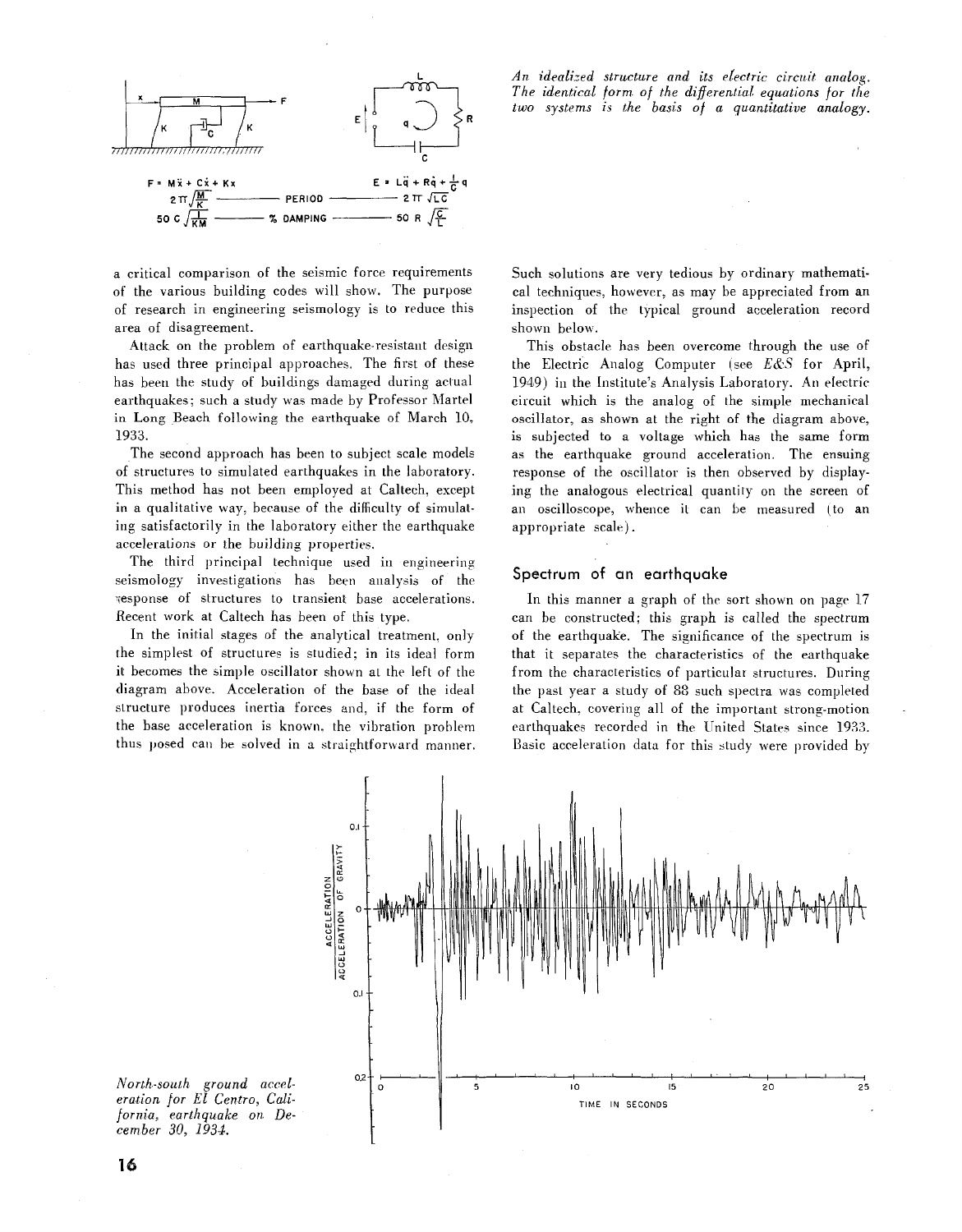$$F = M\ddot{x} + C\dot{x} + Kx \qquad E = L\ddot{q} + R\dot{q} + \frac{1}{C}q$$

$$2\pi\sqrt{\frac{M}{K}} \text{ — PERIOD — } 2\pi\sqrt{LC}$$

$$50\,C\sqrt{\frac{1}{KM}} \text{ — \% DAMPING — } 50\,R\sqrt{\frac{C}{L}}$$

*An idealized structure and its electric circuit analog. The identical form of the differential equations for the two systems is the basis of a quantitative analogy.*

a critical comparison of the seismic force requirements of the various building codes will show. The purpose of research in engineering seismology is to reduce this area of disagreement.

Attack on the problem of earthquake-resistant design has used three principal approaches. The first of these has been the study of buildings damaged during actual earthquakes; such a study was made by Professor Martel in Long Beach following the earthquake of March 10, 1933.

The second approach has been to subject scale models of structures to simulated earthquakes in the laboratory. This method has not been employed at Caltech, except in a qualitative way, because of the difficulty of simulating satisfactorily in the laboratory either the earthquake accelerations or the building properties.

The third principal technique used in engineering seismology investigations has been analysis of the response of structures to transient base accelerations. Recent work at Caltech has been of this type.

In the initial stages of the analytical treatment, only the simplest of structures is studied; in its ideal form it becomes the simple oscillator shown at the left of the diagram above. Acceleration of the base of the ideal structure produces inertia forces and, if the form of the base acceleration is known, the vibration problem thus posed can be solved in a straightforward manner. Such solutions are very tedious by ordinary mathematical techniques, however, as may be appreciated from an inspection of the typical ground acceleration record shown below.

This obstacle has been overcome through the use of the Electric Analog Computer (see *E&S* for April, 1949) in the Institute's Analysis Laboratory. An electric circuit which is the analog of the simple mechanical oscillator, as shown at the right of the diagram above, is subjected to a voltage which has the same form as the earthquake ground acceleration. The ensuing response of the oscillator is then observed by displaying the analogous electrical quantity on the screen of an oscilloscope, whence it can be measured (to an appropriate scale).

## Spectrum of an earthquake

In this manner a graph of the sort shown on page 17 can be constructed; this graph is called the spectrum of the earthquake. The significance of the spectrum is that it separates the characteristics of the earthquake from the characteristics of particular structures. During the past year a study of 88 such spectra was completed at Caltech, covering all of the important strong-motion earthquakes recorded in the United States since 1933. Basic acceleration data for this study were provided by

*North-south ground acceleration for El Centro, California, earthquake on December 30, 1934.*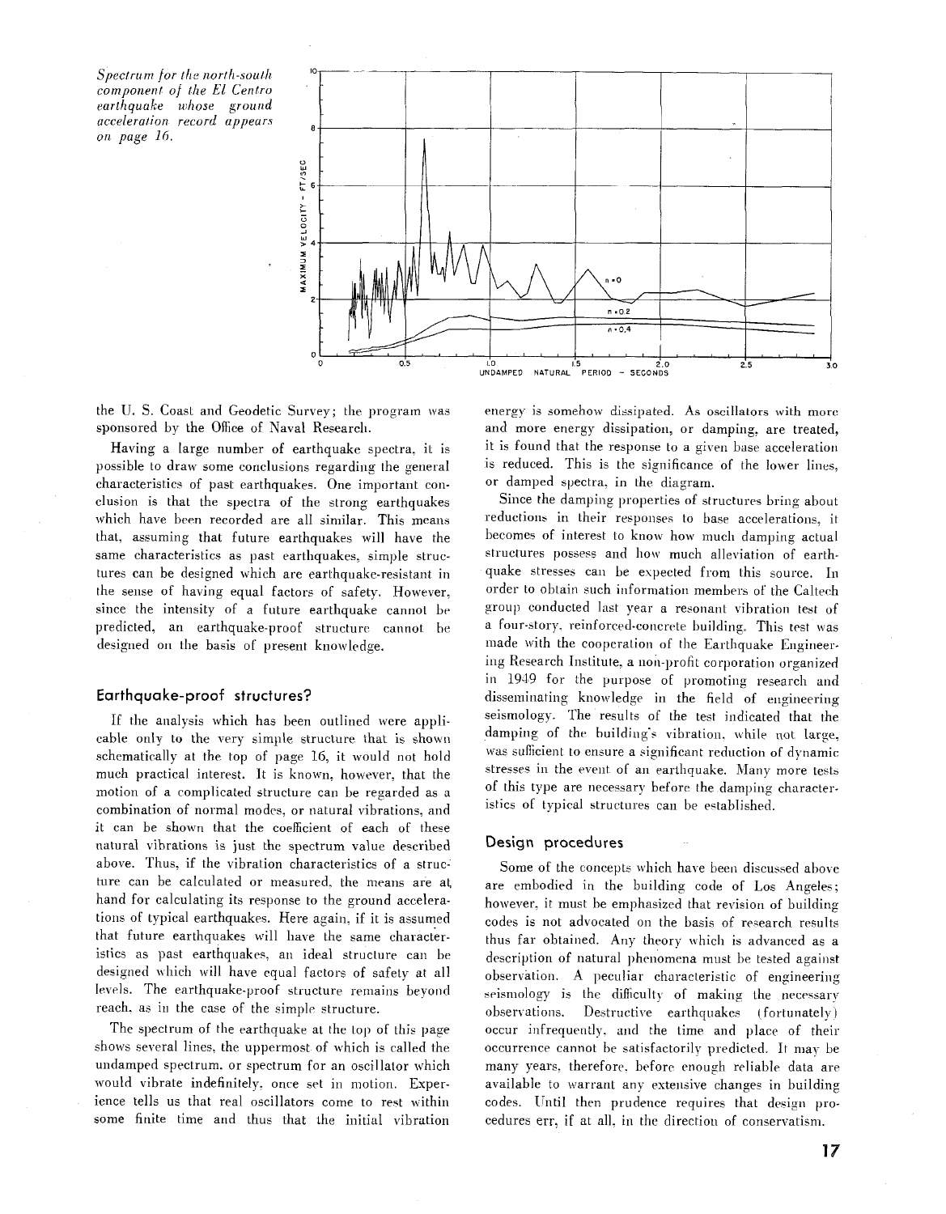*Spectrum for the north-south component of the El Centro earthquake whose ground acceleration record appears on page 16.*

MAXIMUM VELOCITY - FT/SEC

UNDAMPED NATURAL PERIOD - SECONDS

n = 0

n = 0.2

n = 0.4

0 0.5 1.0 1.5 2.0 2.5 3.0

0 2 4 6 8 10

the U. S. Coast and Geodetic Survey; the program was sponsored by the Office of Naval Research.

Having a large number of earthquake spectra, it is possible to draw some conclusions regarding the general characteristics of past earthquakes. One important conclusion is that the spectra of the strong earthquakes which have been recorded are all similar. This means that, assuming that future earthquakes will have the same characteristics as past earthquakes, simple structures can be designed which are earthquake-resistant in the sense of having equal factors of safety. However, since the intensity of a future earthquake cannot be predicted, an earthquake-proof structure cannot be designed on the basis of present knowledge.

## Earthquake-proof structures?

If the analysis which has been outlined were applicable only to the very simple structure that is shown schematically at the top of page 16, it would not hold much practical interest. It is known, however, that the motion of a complicated structure can be regarded as a combination of normal modes, or natural vibrations, and it can be shown that the coefficient of each of these natural vibrations is just the spectrum value described above. Thus, if the vibration characteristics of a structure can be calculated or measured, the means are at hand for calculating its response to the ground accelerations of typical earthquakes. Here again, if it is assumed that future earthquakes will have the same characteristics as past earthquakes, an ideal structure can be designed which will have equal factors of safety at all levels. The earthquake-proof structure remains beyond reach, as in the case of the simple structure.

The spectrum of the earthquake at the top of this page shows several lines, the uppermost of which is called the undamped spectrum, or spectrum for an oscillator which would vibrate indefinitely, once set in motion. Experience tells us that real oscillators come to rest within some finite time and thus that the initial vibration energy is somehow dissipated. As oscillators with more and more energy dissipation, or damping, are treated, it is found that the response to a given base acceleration is reduced. This is the significance of the lower lines, or damped spectra, in the diagram.

Since the damping properties of structures bring about reductions in their responses to base accelerations, it becomes of interest to know how much damping actual structures possess and how much alleviation of earthquake stresses can be expected from this source. In order to obtain such information members of the Caltech group conducted last year a resonant vibration test of a four-story, reinforced-concrete building. This test was made with the cooperation of the Earthquake Engineering Research Institute, a non-profit corporation organized in 1949 for the purpose of promoting research and disseminating knowledge in the field of engineering seismology. The results of the test indicated that the damping of the building's vibration, while not large, was sufficient to ensure a significant reduction of dynamic stresses in the event of an earthquake. Many more tests of this type are necessary before the damping characteristics of typical structures can be established.

## Design procedures

Some of the concepts which have been discussed above are embodied in the building code of Los Angeles; however, it must be emphasized that revision of building codes is not advocated on the basis of research results thus far obtained. Any theory which is advanced as a description of natural phenomena must be tested against observation. A peculiar characteristic of engineering seismology is the difficulty of making the necessary observations. Destructive earthquakes (fortunately) occur infrequently, and the time and place of their occurrence cannot be satisfactorily predicted. It may be many years, therefore, before enough reliable data are available to warrant any extensive changes in building codes. Until then prudence requires that design procedures err, if at all, in the direction of conservatism.